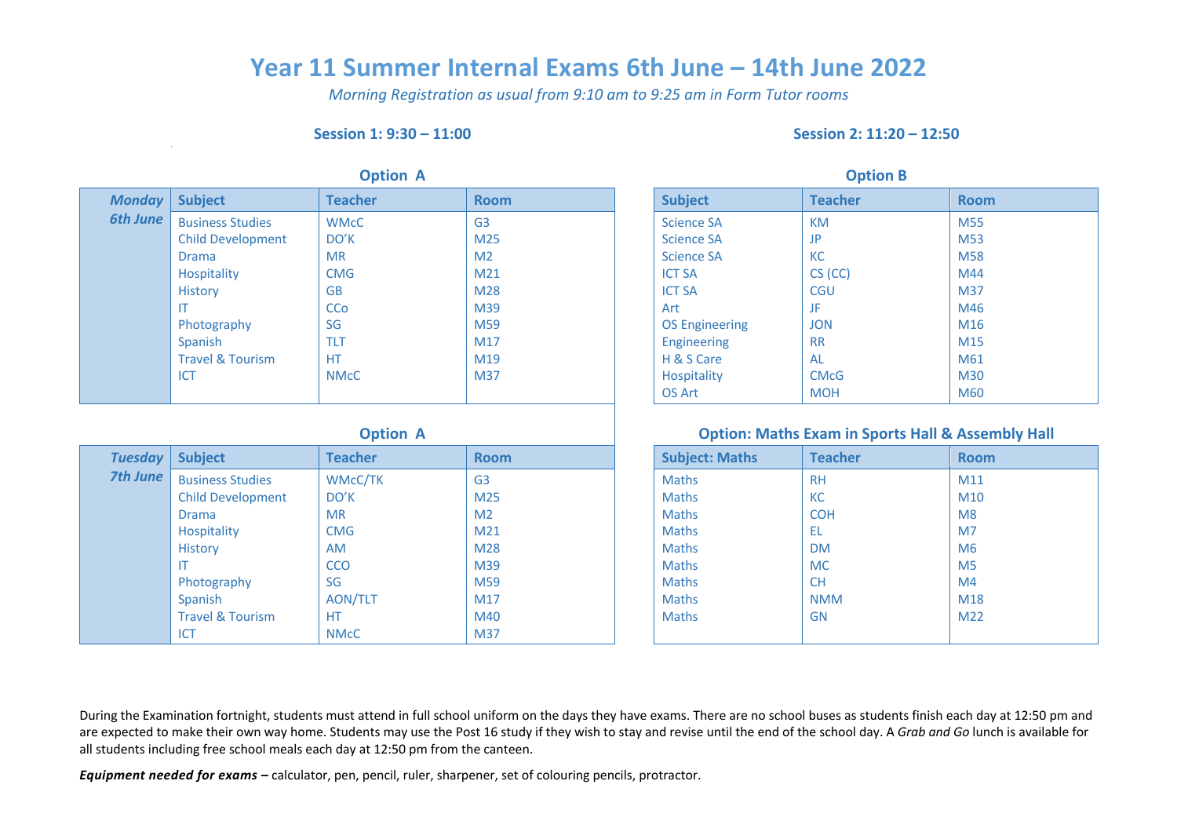# Year 11 Summer Internal Exams 6th June – 14th June 2022

*Morning Registration as usual from 9:10 am to 9:25 am in Form Tutor rooms*

**Session 1: 9:30 – 11:00**

**Session 2: 11:20 – 12:50**

## Monday 6th June

### Session 1 – Option A

| Subject | Teacher | Room |
|---|---|---|
| Business Studies | WMcC | G3 |
| Child Development | DO'K | M25 |
| Drama | MR | M2 |
| Hospitality | CMG | M21 |
| History | GB | M28 |
| IT | CCo | M39 |
| Photography | SG | M59 |
| Spanish | TLT | M17 |
| Travel & Tourism | HT | M19 |
| ICT | NMcC | M37 |

### Session 2 – Option B

| Subject | Teacher | Room |
|---|---|---|
| Science SA | KM | M55 |
| Science SA | JP | M53 |
| Science SA | KC | M58 |
| ICT SA | CS (CC) | M44 |
| ICT SA | CGU | M37 |
| Art | JF | M46 |
| OS Engineering | JON | M16 |
| Engineering | RR | M15 |
| H & S Care | AL | M61 |
| Hospitality | CMcG | M30 |
| OS Art | MOH | M60 |

## Tuesday 7th June

### Session 1 – Option A

| Subject | Teacher | Room |
|---|---|---|
| Business Studies | WMcC/TK | G3 |
| Child Development | DO'K | M25 |
| Drama | MR | M2 |
| Hospitality | CMG | M21 |
| History | AM | M28 |
| IT | CCO | M39 |
| Photography | SG | M59 |
| Spanish | AON/TLT | M17 |
| Travel & Tourism | HT | M40 |
| ICT | NMcC | M37 |

### Session 2 – Option: Maths Exam in Sports Hall & Assembly Hall

| Subject: Maths | Teacher | Room |
|---|---|---|
| Maths | RH | M11 |
| Maths | KC | M10 |
| Maths | COH | M8 |
| Maths | EL | M7 |
| Maths | DM | M6 |
| Maths | MC | M5 |
| Maths | CH | M4 |
| Maths | NMM | M18 |
| Maths | GN | M22 |

During the Examination fortnight, students must attend in full school uniform on the days they have exams. There are no school buses as students finish each day at 12:50 pm and are expected to make their own way home. Students may use the Post 16 study if they wish to stay and revise until the end of the school day. A *Grab and Go* lunch is available for all students including free school meals each day at 12:50 pm from the canteen.

***Equipment needed for exams –*** calculator, pen, pencil, ruler, sharpener, set of colouring pencils, protractor.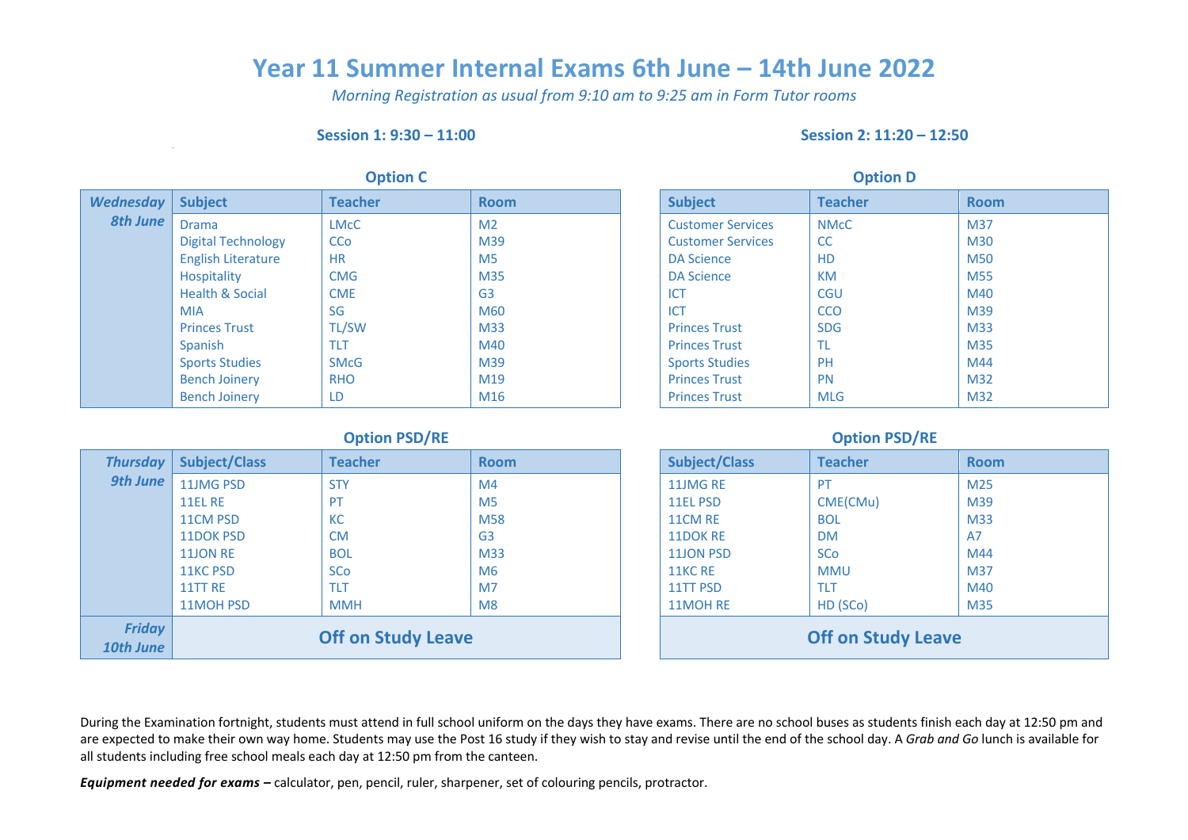# Year 11 Summer Internal Exams 6th June – 14th June 2022

*Morning Registration as usual from 9:10 am to 9:25 am in Form Tutor rooms*

**Session 1: 9:30 – 11:00**

**Session 2: 11:20 – 12:50**

## Wednesday 8th June

### Session 1 – Option C

| Subject | Teacher | Room |
|---|---|---|
| Drama | LMcC | M2 |
| Digital Technology | CCo | M39 |
| English Literature | HR | M5 |
| Hospitality | CMG | M35 |
| Health & Social | CME | G3 |
| MIA | SG | M60 |
| Princes Trust | TL/SW | M33 |
| Spanish | TLT | M40 |
| Sports Studies | SMcG | M39 |
| Bench Joinery | RHO | M19 |
| Bench Joinery | LD | M16 |

### Session 2 – Option D

| Subject | Teacher | Room |
|---|---|---|
| Customer Services | NMcC | M37 |
| Customer Services | CC | M30 |
| DA Science | HD | M50 |
| DA Science | KM | M55 |
| ICT | CGU | M40 |
| ICT | CCO | M39 |
| Princes Trust | SDG | M33 |
| Princes Trust | TL | M35 |
| Sports Studies | PH | M44 |
| Princes Trust | PN | M32 |
| Princes Trust | MLG | M32 |

## Thursday 9th June

### Session 1 – Option PSD/RE

| Subject/Class | Teacher | Room |
|---|---|---|
| 11JMG PSD | STY | M4 |
| 11EL RE | PT | M5 |
| 11CM PSD | KC | M58 |
| 11DOK PSD | CM | G3 |
| 11JON RE | BOL | M33 |
| 11KC PSD | SCo | M6 |
| 11TT RE | TLT | M7 |
| 11MOH PSD | MMH | M8 |

### Session 2 – Option PSD/RE

| Subject/Class | Teacher | Room |
|---|---|---|
| 11JMG RE | PT | M25 |
| 11EL PSD | CME(CMu) | M39 |
| 11CM RE | BOL | M33 |
| 11DOK RE | DM | A7 |
| 11JON PSD | SCo | M44 |
| 11KC RE | MMU | M37 |
| 11TT PSD | TLT | M40 |
| 11MOH RE | HD (SCo) | M35 |

## Friday 10th June

**Off on Study Leave** (Session 1 and Session 2)

During the Examination fortnight, students must attend in full school uniform on the days they have exams. There are no school buses as students finish each day at 12:50 pm and are expected to make their own way home. Students may use the Post 16 study if they wish to stay and revise until the end of the school day. A *Grab and Go* lunch is available for all students including free school meals each day at 12:50 pm from the canteen.

***Equipment needed for exams –*** calculator, pen, pencil, ruler, sharpener, set of colouring pencils, protractor.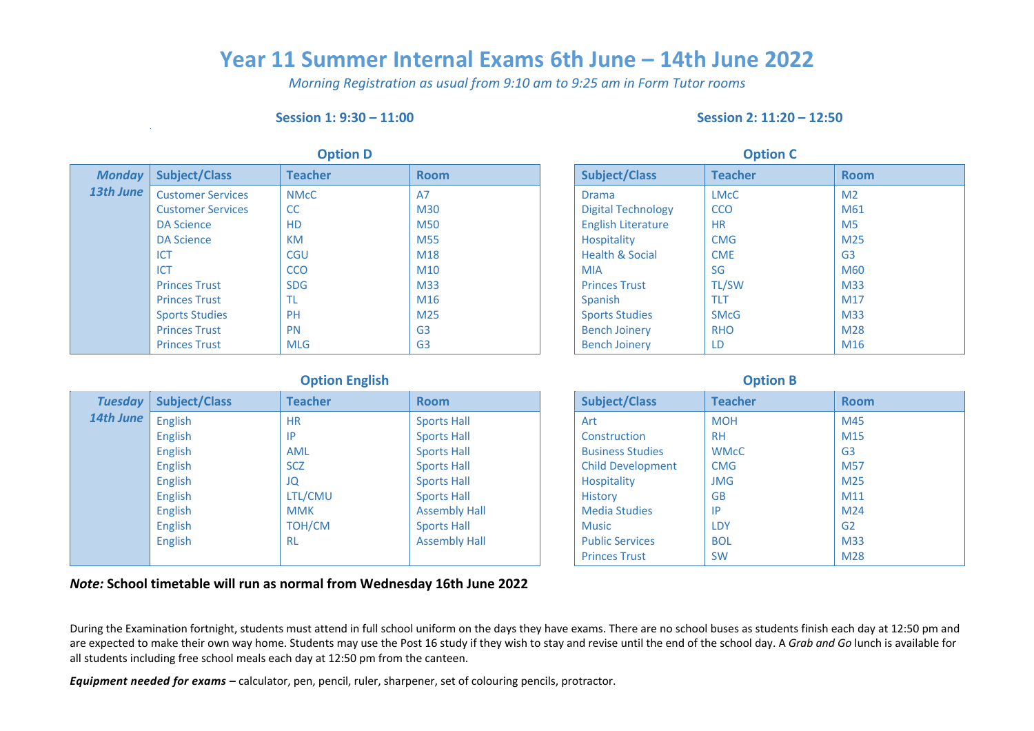# Year 11 Summer Internal Exams 6th June – 14th June 2022

*Morning Registration as usual from 9:10 am to 9:25 am in Form Tutor rooms*

**Session 1: 9:30 – 11:00**

**Session 2: 11:20 – 12:50**

## Monday 13th June

### Option D (Session 1)

| Subject/Class | Teacher | Room |
|---|---|---|
| Customer Services | NMcC | A7 |
| Customer Services | CC | M30 |
| DA Science | HD | M50 |
| DA Science | KM | M55 |
| ICT | CGU | M18 |
| ICT | CCO | M10 |
| Princes Trust | SDG | M33 |
| Princes Trust | TL | M16 |
| Sports Studies | PH | M25 |
| Princes Trust | PN | G3 |
| Princes Trust | MLG | G3 |

### Option C (Session 2)

| Subject/Class | Teacher | Room |
|---|---|---|
| Drama | LMcC | M2 |
| Digital Technology | CCO | M61 |
| English Literature | HR | M5 |
| Hospitality | CMG | M25 |
| Health & Social | CME | G3 |
| MIA | SG | M60 |
| Princes Trust | TL/SW | M33 |
| Spanish | TLT | M17 |
| Sports Studies | SMcG | M33 |
| Bench Joinery | RHO | M28 |
| Bench Joinery | LD | M16 |

## Tuesday 14th June

### Option English (Session 1)

| Subject/Class | Teacher | Room |
|---|---|---|
| English | HR | Sports Hall |
| English | IP | Sports Hall |
| English | AML | Sports Hall |
| English | SCZ | Sports Hall |
| English | JQ | Sports Hall |
| English | LTL/CMU | Sports Hall |
| English | MMK | Assembly Hall |
| English | TOH/CM | Sports Hall |
| English | RL | Assembly Hall |

### Option B (Session 2)

| Subject/Class | Teacher | Room |
|---|---|---|
| Art | MOH | M45 |
| Construction | RH | M15 |
| Business Studies | WMcC | G3 |
| Child Development | CMG | M57 |
| Hospitality | JMG | M25 |
| History | GB | M11 |
| Media Studies | IP | M24 |
| Music | LDY | G2 |
| Public Services | BOL | M33 |
| Princes Trust | SW | M28 |

***Note:* School timetable will run as normal from Wednesday 16th June 2022**

During the Examination fortnight, students must attend in full school uniform on the days they have exams. There are no school buses as students finish each day at 12:50 pm and are expected to make their own way home. Students may use the Post 16 study if they wish to stay and revise until the end of the school day. A *Grab and Go* lunch is available for all students including free school meals each day at 12:50 pm from the canteen.

***Equipment needed for exams –*** calculator, pen, pencil, ruler, sharpener, set of colouring pencils, protractor.